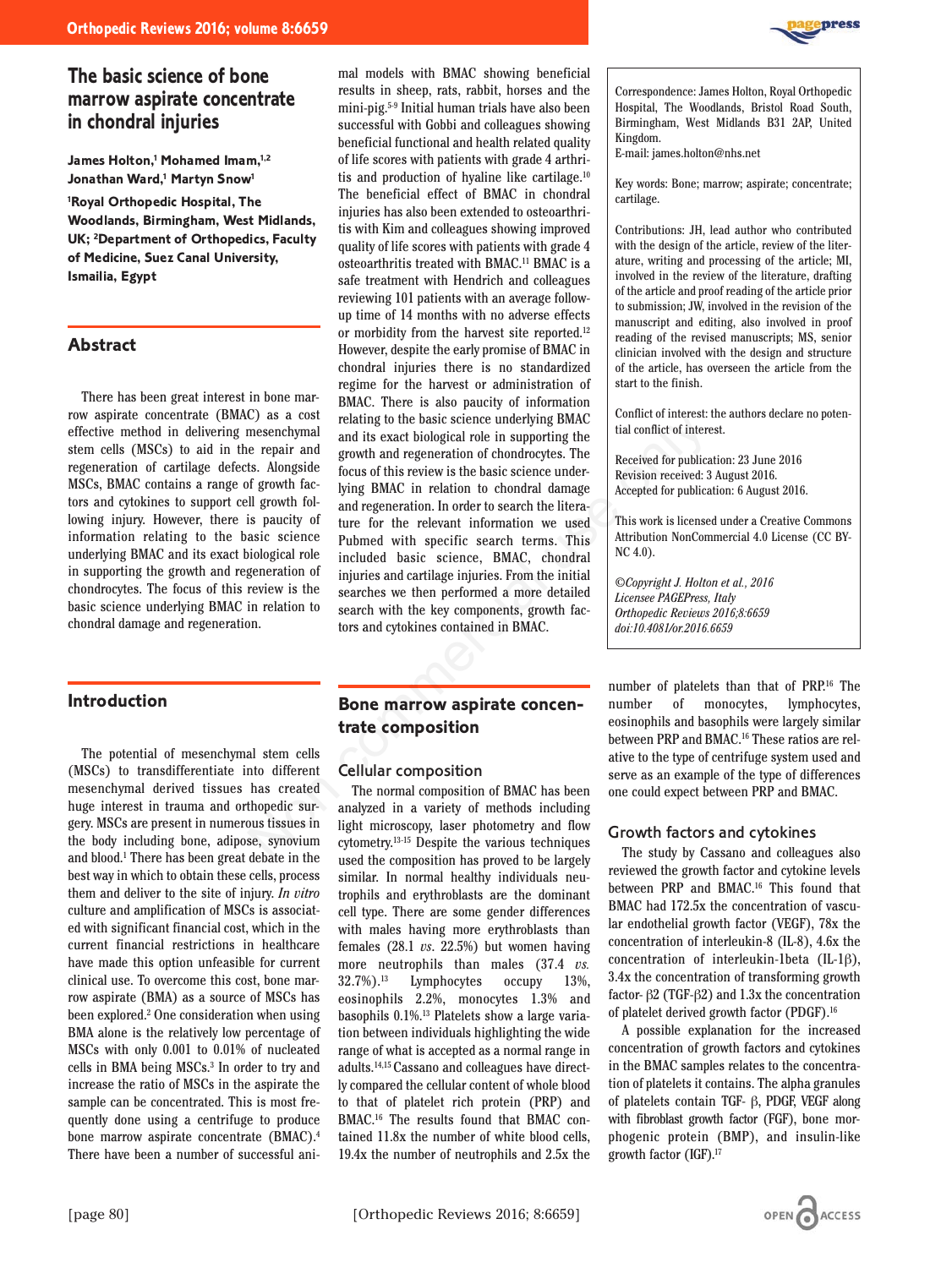# The basic science of bone marrow aspirate concentrate in chondral injuries

**James Holton,[1] Mohamed Imam,[1,2] Jonathan Ward,[1] Martyn Snow[1]**

**[1]Royal Orthopedic Hospital, The Woodlands, Birmingham, West Midlands, UK; [2]Department of Orthopedics, Faculty of Medicine, Suez Canal University, Ismailia, Egypt**

Correspondence: James Holton, Royal Orthopedic Hospital, The Woodlands, Bristol Road South, Birmingham, West Midlands B31 2AP, United Kingdom.
E-mail: james.holton@nhs.net

Key words: Bone; marrow; aspirate; concentrate; cartilage.

Contributions: JH, lead author who contributed with the design of the article, review of the literature, writing and processing of the article; MI, involved in the review of the literature, drafting of the article and proof reading of the article prior to submission; JW, involved in the revision of the manuscript and editing, also involved in proof reading of the revised manuscripts; MS, senior clinician involved with the design and structure of the article, has overseen the article from the start to the finish.

Conflict of interest: the authors declare no potential conflict of interest.

Received for publication: 23 June 2016
Revision received: 3 August 2016.
Accepted for publication: 6 August 2016.

This work is licensed under a Creative Commons Attribution NonCommercial 4.0 License (CC BY-NC 4.0).

*©Copyright J. Holton et al., 2016*
*Licensee PAGEPress, Italy*
*Orthopedic Reviews 2016;8:6659*
*doi:10.4081/or.2016.6659*

## Abstract

There has been great interest in bone marrow aspirate concentrate (BMAC) as a cost effective method in delivering mesenchymal stem cells (MSCs) to aid in the repair and regeneration of cartilage defects. Alongside MSCs, BMAC contains a range of growth factors and cytokines to support cell growth following injury. However, there is paucity of information relating to the basic science underlying BMAC and its exact biological role in supporting the growth and regeneration of chondrocytes. The focus of this review is the basic science underlying BMAC in relation to chondral damage and regeneration.

## Introduction

The potential of mesenchymal stem cells (MSCs) to transdifferentiate into different mesenchymal derived tissues has created huge interest in trauma and orthopedic surgery. MSCs are present in numerous tissues in the body including bone, adipose, synovium and blood.[1] There has been great debate in the best way in which to obtain these cells, process them and deliver to the site of injury. *In vitro* culture and amplification of MSCs is associated with significant financial cost, which in the current financial restrictions in healthcare have made this option unfeasible for current clinical use. To overcome this cost, bone marrow aspirate (BMA) as a source of MSCs has been explored.[2] One consideration when using BMA alone is the relatively low percentage of MSCs with only 0.001 to 0.01% of nucleated cells in BMA being MSCs.[3] In order to try and increase the ratio of MSCs in the aspirate the sample can be concentrated. This is most frequently done using a centrifuge to produce bone marrow aspirate concentrate (BMAC).[4] There have been a number of successful animal models with BMAC showing beneficial results in sheep, rats, rabbit, horses and the mini-pig.[5-9] Initial human trials have also been successful with Gobbi and colleagues showing beneficial functional and health related quality of life scores with patients with grade 4 arthritis and production of hyaline like cartilage.[10] The beneficial effect of BMAC in chondral injuries has also been extended to osteoarthritis with Kim and colleagues showing improved quality of life scores with patients with grade 4 osteoarthritis treated with BMAC.[11] BMAC is a safe treatment with Hendrich and colleagues reviewing 101 patients with an average follow-up time of 14 months with no adverse effects or morbidity from the harvest site reported.[12] However, despite the early promise of BMAC in chondral injuries there is no standardized regime for the harvest or administration of BMAC. There is also paucity of information relating to the basic science underlying BMAC and its exact biological role in supporting the growth and regeneration of chondrocytes. The focus of this review is the basic science underlying BMAC in relation to chondral damage and regeneration. In order to search the literature for the relevant information we used Pubmed with specific search terms. This included basic science, BMAC, chondral injuries and cartilage injuries. From the initial searches we then performed a more detailed search with the key components, growth factors and cytokines contained in BMAC.

## Bone marrow aspirate concentrate composition

### Cellular composition

The normal composition of BMAC has been analyzed in a variety of methods including light microscopy, laser photometry and flow cytometry.[13-15] Despite the various techniques used the composition has proved to be largely similar. In normal healthy individuals neutrophils and erythroblasts are the dominant cell type. There are some gender differences with males having more erythroblasts than females (28.1 *vs.* 22.5%) but women having more neutrophils than males (37.4 *vs.* 32.7%).[13] Lymphocytes occupy 13%, eosinophils 2.2%, monocytes 1.3% and basophils 0.1%.[13] Platelets show a large variation between individuals highlighting the wide range of what is accepted as a normal range in adults.[14,15] Cassano and colleagues have directly compared the cellular content of whole blood to that of platelet rich protein (PRP) and BMAC.[16] The results found that BMAC contained 11.8x the number of white blood cells, 19.4x the number of neutrophils and 2.5x the number of platelets than that of PRP.[16] The number of monocytes, lymphocytes, eosinophils and basophils were largely similar between PRP and BMAC.[16] These ratios are relative to the type of centrifuge system used and serve as an example of the type of differences one could expect between PRP and BMAC.

### Growth factors and cytokines

The study by Cassano and colleagues also reviewed the growth factor and cytokine levels between PRP and BMAC.[16] This found that BMAC had 172.5x the concentration of vascular endothelial growth factor (VEGF), 78x the concentration of interleukin-8 (IL-8), 4.6x the concentration of interleukin-1beta (IL-1β), 3.4x the concentration of transforming growth factor- β2 (TGF-β2) and 1.3x the concentration of platelet derived growth factor (PDGF).[16]

A possible explanation for the increased concentration of growth factors and cytokines in the BMAC samples relates to the concentration of platelets it contains. The alpha granules of platelets contain TGF- β, PDGF, VEGF along with fibroblast growth factor (FGF), bone morphogenic protein (BMP), and insulin-like growth factor (IGF).[17]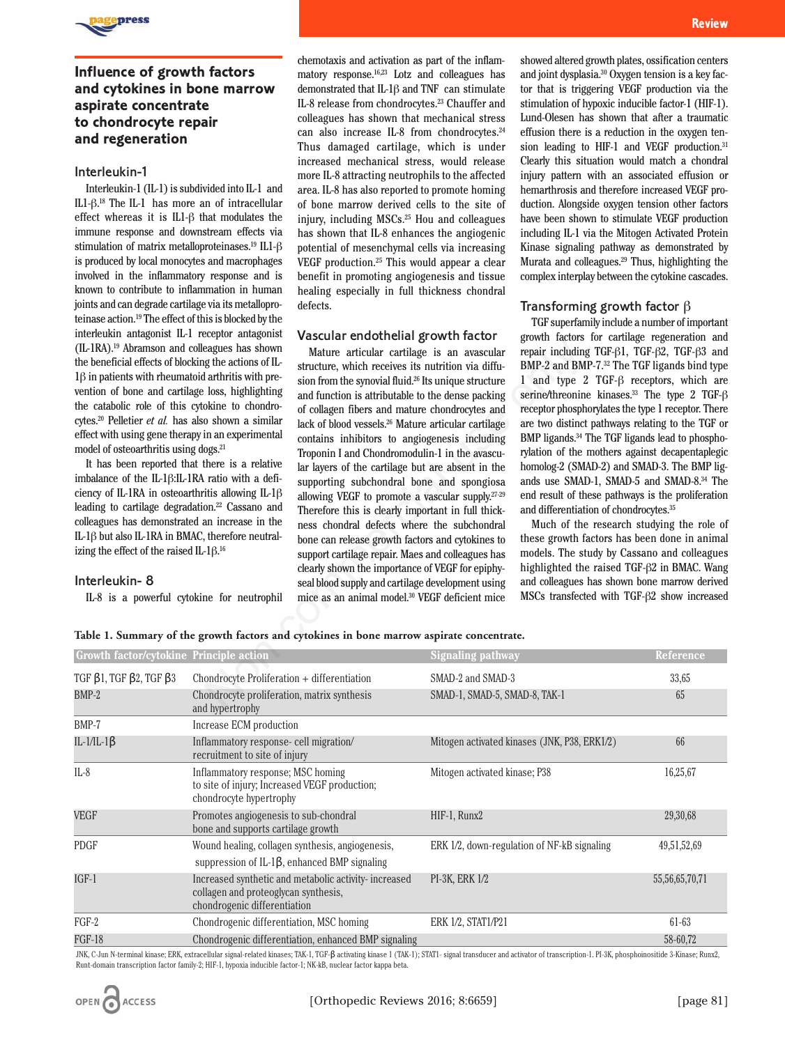## Influence of growth factors and cytokines in bone marrow aspirate concentrate to chondrocyte repair and regeneration

### Interleukin-1

Interleukin-1 (IL-1) is subdivided into IL-1 and IL1-β.[18] The IL-1 has more an of intracellular effect whereas it is IL1-β that modulates the immune response and downstream effects via stimulation of matrix metalloproteinases.[19] IL1-β is produced by local monocytes and macrophages involved in the inflammatory response and is known to contribute to inflammation in human joints and can degrade cartilage via its metalloproteinase action.[19] The effect of this is blocked by the interleukin antagonist IL-1 receptor antagonist (IL-1RA).[19] Abramson and colleagues has shown the beneficial effects of blocking the actions of IL-1β in patients with rheumatoid arthritis with prevention of bone and cartilage loss, highlighting the catabolic role of this cytokine to chondrocytes.[20] Pelletier *et al.* has also shown a similar effect with using gene therapy in an experimental model of osteoarthritis using dogs.[21]

It has been reported that there is a relative imbalance of the IL-1β:IL-1RA ratio with a deficiency of IL-1RA in osteoarthritis allowing IL-1β leading to cartilage degradation.[22] Cassano and colleagues has demonstrated an increase in the IL-1β but also IL-1RA in BMAC, therefore neutralizing the effect of the raised IL-1β.[16]

### Interleukin- 8

IL-8 is a powerful cytokine for neutrophil chemotaxis and activation as part of the inflammatory response.[16,23] Lotz and colleagues has demonstrated that IL-1β and TNF can stimulate IL-8 release from chondrocytes.[23] Chauffer and colleagues has shown that mechanical stress can also increase IL-8 from chondrocytes.[24] Thus damaged cartilage, which is under increased mechanical stress, would release more IL-8 attracting neutrophils to the affected area. IL-8 has also reported to promote homing of bone marrow derived cells to the site of injury, including MSCs.[25] Hou and colleagues has shown that IL-8 enhances the angiogenic potential of mesenchymal cells via increasing VEGF production.[25] This would appear a clear benefit in promoting angiogenesis and tissue healing especially in full thickness chondral defects.

### Vascular endothelial growth factor

Mature articular cartilage is an avascular structure, which receives its nutrition via diffusion from the synovial fluid.[26] Its unique structure and function is attributable to the dense packing of collagen fibers and mature chondrocytes and lack of blood vessels.[26] Mature articular cartilage contains inhibitors to angiogenesis including Troponin I and Chondromodulin-1 in the avascular layers of the cartilage but are absent in the supporting subchondral bone and spongiosa allowing VEGF to promote a vascular supply.[27-29] Therefore this is clearly important in full thickness chondral defects where the subchondral bone can release growth factors and cytokines to support cartilage repair. Maes and colleagues has clearly shown the importance of VEGF for epiphyseal blood supply and cartilage development using mice as an animal model.[30] VEGF deficient mice showed altered growth plates, ossification centers and joint dysplasia.[30] Oxygen tension is a key factor that is triggering VEGF production via the stimulation of hypoxic inducible factor-1 (HIF-1). Lund-Olesen has shown that after a traumatic effusion there is a reduction in the oxygen tension leading to HIF-1 and VEGF production.[31] Clearly this situation would match a chondral injury pattern with an associated effusion or hemarthrosis and therefore increased VEGF production. Alongside oxygen tension other factors have been shown to stimulate VEGF production including IL-1 via the Mitogen Activated Protein Kinase signaling pathway as demonstrated by Murata and colleagues.[29] Thus, highlighting the complex interplay between the cytokine cascades.

### Transforming growth factor β

TGF superfamily include a number of important growth factors for cartilage regeneration and repair including TGF-β1, TGF-β2, TGF-β3 and BMP-2 and BMP-7.[32] The TGF ligands bind type 1 and type 2 TGF-β receptors, which are serine/threonine kinases.[33] The type 2 TGF-β receptor phosphorylates the type 1 receptor. There are two distinct pathways relating to the TGF or BMP ligands.[34] The TGF ligands lead to phosphorylation of the mothers against decapentaplegic homolog-2 (SMAD-2) and SMAD-3. The BMP ligands use SMAD-1, SMAD-5 and SMAD-8.[34] The end result of these pathways is the proliferation and differentiation of chondrocytes.[35]

Much of the research studying the role of these growth factors has been done in animal models. The study by Cassano and colleagues highlighted the raised TGF-β2 in BMAC. Wang and colleagues has shown bone marrow derived MSCs transfected with TGF-β2 show increased

**Table 1. Summary of the growth factors and cytokines in bone marrow aspirate concentrate.**

| Growth factor/cytokine | Principle action | Signaling pathway | Reference |
|---|---|---|---|
| TGF β1, TGF β2, TGF β3 | Chondrocyte Proliferation + differentiation | SMAD-2 and SMAD-3 | 33,65 |
| BMP-2 | Chondrocyte proliferation, matrix synthesis and hypertrophy | SMAD-1, SMAD-5, SMAD-8, TAK-1 | 65 |
| BMP-7 | Increase ECM production | | |
| IL-1/IL-1β | Inflammatory response- cell migration/ recruitment to site of injury | Mitogen activated kinases (JNK, P38, ERK1/2) | 66 |
| IL-8 | Inflammatory response; MSC homing to site of injury; Increased VEGF production; chondrocyte hypertrophy | Mitogen activated kinase; P38 | 16,25,67 |
| VEGF | Promotes angiogenesis to sub-chondral bone and supports cartilage growth | HIF-1, Runx2 | 29,30,68 |
| PDGF | Wound healing, collagen synthesis, angiogenesis, suppression of IL-1β, enhanced BMP signaling | ERK 1/2, down-regulation of NF-kB signaling | 49,51,52,69 |
| IGF-1 | Increased synthetic and metabolic activity- increased collagen and proteoglycan synthesis, chondrogenic differentiation | PI-3K, ERK 1/2 | 55,56,65,70,71 |
| FGF-2 | Chondrogenic differentiation, MSC homing | ERK 1/2, STAT1/P21 | 61-63 |
| FGF-18 | Chondrogenic differentiation, enhanced BMP signaling | | 58-60,72 |

JNK, C-Jun N-terminal kinase; ERK, extracellular signal-related kinases; TAK-1, TGF-β activating kinase 1 (TAK-1); STAT1- signal transducer and activator of transcription-1. PI-3K, phosphoinositide 3-Kinase; Runx2, Runt-domain transcription factor family-2; HIF-1, hypoxia inducible factor-1; NK-kB, nuclear factor kappa beta.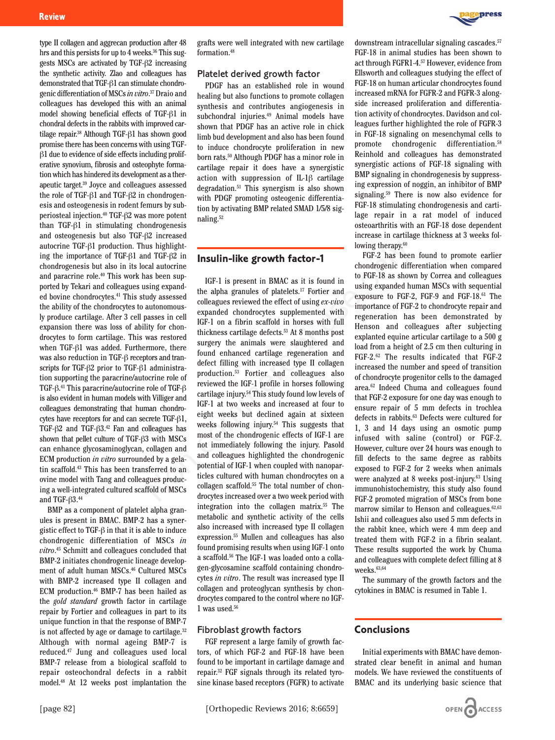type II collagen and aggrecan production after 48 hrs and this persists for up to 4 weeks.[36] This suggests MSCs are activated by TGF-β2 increasing the synthetic activity. Zlao and colleagues has demonstrated that TGF-β1 can stimulate chondrogenic differentiation of MSCs *in vitro*.[37] Draio and colleagues has developed this with an animal model showing beneficial effects of TGF-β1 in chondral defects in the rabbits with improved cartilage repair.[38] Although TGF-β1 has shown good promise there has been concerns with using TGF-β1 due to evidence of side effects including proliferative synovium, fibrosis and osteophyte formation which has hindered its development as a therapeutic target.[39] Joyce and colleagues assessed the role of TGF-β1 and TGF-β2 in chondrogenesis and osteogenesis in rodent femurs by subperiosteal injection.[40] TGF-β2 was more potent than TGF-β1 in stimulating chondrogenesis and osteogenesis but also TGF-β2 increased autocrine TGF-β1 production. Thus highlighting the importance of TGF-β1 and TGF-β2 in chondrogenesis but also in its local autocrine and paracrine role.[40] This work has been supported by Tekari and colleagues using expanded bovine chondrocytes.[41] This study assessed the ability of the chondrocytes to autonomously produce cartilage. After 3 cell passes in cell expansion there was loss of ability for chondrocytes to form cartilage. This was restored when TGF-β1 was added. Furthermore, there was also reduction in TGF-β receptors and transcripts for TGF-β2 prior to TGF-β1 administration supporting the paracrine/autocrine role of TGF-β.[41] This paracrine/autocrine role of TGF-β is also evident in human models with Villiger and colleagues demonstrating that human chondrocytes have receptors for and can secrete TGF-β1, TGF-β2 and TGF-β3.[42] Fan and colleagues has shown that pellet culture of TGF-β3 with MSCs can enhance glycosaminoglycan, collagen and ECM production *in vitro* surrounded by a gelatin scaffold.[43] This has been transferred to an ovine model with Tang and colleagues producing a well-integrated cultured scaffold of MSCs and TGF-β3.[44]

BMP as a component of platelet alpha granules is present in BMAC. BMP-2 has a synergistic effect to TGF-β in that it is able to induce chondrogenic differentiation of MSCs *in vitro*.[45] Schmitt and colleagues concluded that BMP-2 initiates chondrogenic lineage development of adult human MSCs.[46] Cultured MSCs with BMP-2 increased type II collagen and ECM production.[46] BMP-7 has been hailed as the *gold standard* growth factor in cartilage repair by Fortier and colleagues in part to its unique function in that the response of BMP-7 is not affected by age or damage to cartilage.[32] Although with normal ageing BMP-7 is reduced.[47] Jung and colleagues used local BMP-7 release from a biological scaffold to repair osteochondral defects in a rabbit model.[48] At 12 weeks post implantation the grafts were well integrated with new cartilage formation.[48]

### Platelet derived growth factor

PDGF has an established role in wound healing but also functions to promote collagen synthesis and contributes angiogenesis in subchondral injuries.[49] Animal models have shown that PDGF has an active role in chick limb bud development and also has been found to induce chondrocyte proliferation in new born rats.[50] Although PDGF has a minor role in cartilage repair it does have a synergistic action with suppression of IL-1β cartilage degradation.[51] This synergism is also shown with PDGF promoting osteogenic differentiation by activating BMP related SMAD 1/5/8 signaling.[52]

## Insulin-like growth factor-1

IGF-1 is present in BMAC as it is found in the alpha granules of platelets.[17] Fortier and colleagues reviewed the effect of using *ex-vivo* expanded chondrocytes supplemented with IGF-1 on a fibrin scaffold in horses with full thickness cartilage defects.[53] At 8 months post surgery the animals were slaughtered and found enhanced cartilage regeneration and defect filling with increased type II collagen production.[53] Fortier and colleagues also reviewed the IGF-1 profile in horses following cartilage injury.[54] This study found low levels of IGF-1 at two weeks and increased at four to eight weeks but declined again at sixteen weeks following injury.[54] This suggests that most of the chondrogenic effects of IGF-1 are not immediately following the injury. Pasold and colleagues highlighted the chondrogenic potential of IGF-1 when coupled with nanoparticles cultured with human chondrocytes on a collagen scaffold.[55] The total number of chondrocytes increased over a two week period with integration into the collagen matrix.[55] The metabolic and synthetic activity of the cells also increased with increased type II collagen expression.[55] Mullen and colleagues has also found promising results when using IGF-1 onto a scaffold.[56] The IGF-1 was loaded onto a collagen-glycosamine scaffold containing chondrocytes *in vitro*. The result was increased type II collagen and proteoglycan synthesis by chondrocytes compared to the control where no IGF-1 was used.[56]

### Fibroblast growth factors

FGF represent a large family of growth factors, of which FGF-2 and FGF-18 have been found to be important in cartilage damage and repair.[32] FGF signals through its related tyrosine kinase based receptors (FGFR) to activate downstream intracellular signaling cascades.[57] FGF-18 in animal studies has been shown to act through FGFR1-4.[57] However, evidence from Ellsworth and colleagues studying the effect of FGF-18 on human articular chondrocytes found increased mRNA for FGFR-2 and FGFR-3 alongside increased proliferation and differentiation activity of chondrocytes. Davidson and colleagues further highlighted the role of FGFR-3 in FGF-18 signaling on mesenchymal cells to promote chondrogenic differentiation.[58] Reinhold and colleagues has demonstrated synergistic actions of FGF-18 signaling with BMP signaling in chondrogenesis by suppressing expression of noggin, an inhibitor of BMP signaling.[59] There is now also evidence for FGF-18 stimulating chondrogenesis and cartilage repair in a rat model of induced osteoarthritis with an FGF-18 dose dependent increase in cartilage thickness at 3 weeks following therapy.[60]

FGF-2 has been found to promote earlier chondrogenic differentiation when compared to FGF-18 as shown by Correa and colleagues using expanded human MSCs with sequential exposure to FGF-2, FGF-9 and FGF-18.[61] The importance of FGF-2 to chondrocyte repair and regeneration has been demonstrated by Henson and colleagues after subjecting explanted equine articular cartilage to a 500 g load from a height of 2.5 cm then culturing in FGF-2.[62] The results indicated that FGF-2 increased the number and speed of transition of chondrocyte progenitor cells to the damaged area.[62] Indeed Chuma and colleagues found that FGF-2 exposure for one day was enough to ensure repair of 5 mm defects in trochlea defects in rabbits.[63] Defects were cultured for 1, 3 and 14 days using an osmotic pump infused with saline (control) or FGF-2. However, culture over 24 hours was enough to fill defects to the same degree as rabbits exposed to FGF-2 for 2 weeks when animals were analyzed at 8 weeks post-injury.[63] Using immunohistochemistry, this study also found FGF-2 promoted migration of MSCs from bone marrow similar to Henson and colleagues.[62,63] Ishii and colleagues also used 5 mm defects in the rabbit knee, which were 4 mm deep and treated them with FGF-2 in a fibrin sealant. These results supported the work by Chuma and colleagues with complete defect filling at 8 weeks.[63,64]

The summary of the growth factors and the cytokines in BMAC is resumed in Table 1.

## Conclusions

Initial experiments with BMAC have demonstrated clear benefit in animal and human models. We have reviewed the constituents of BMAC and its underlying basic science that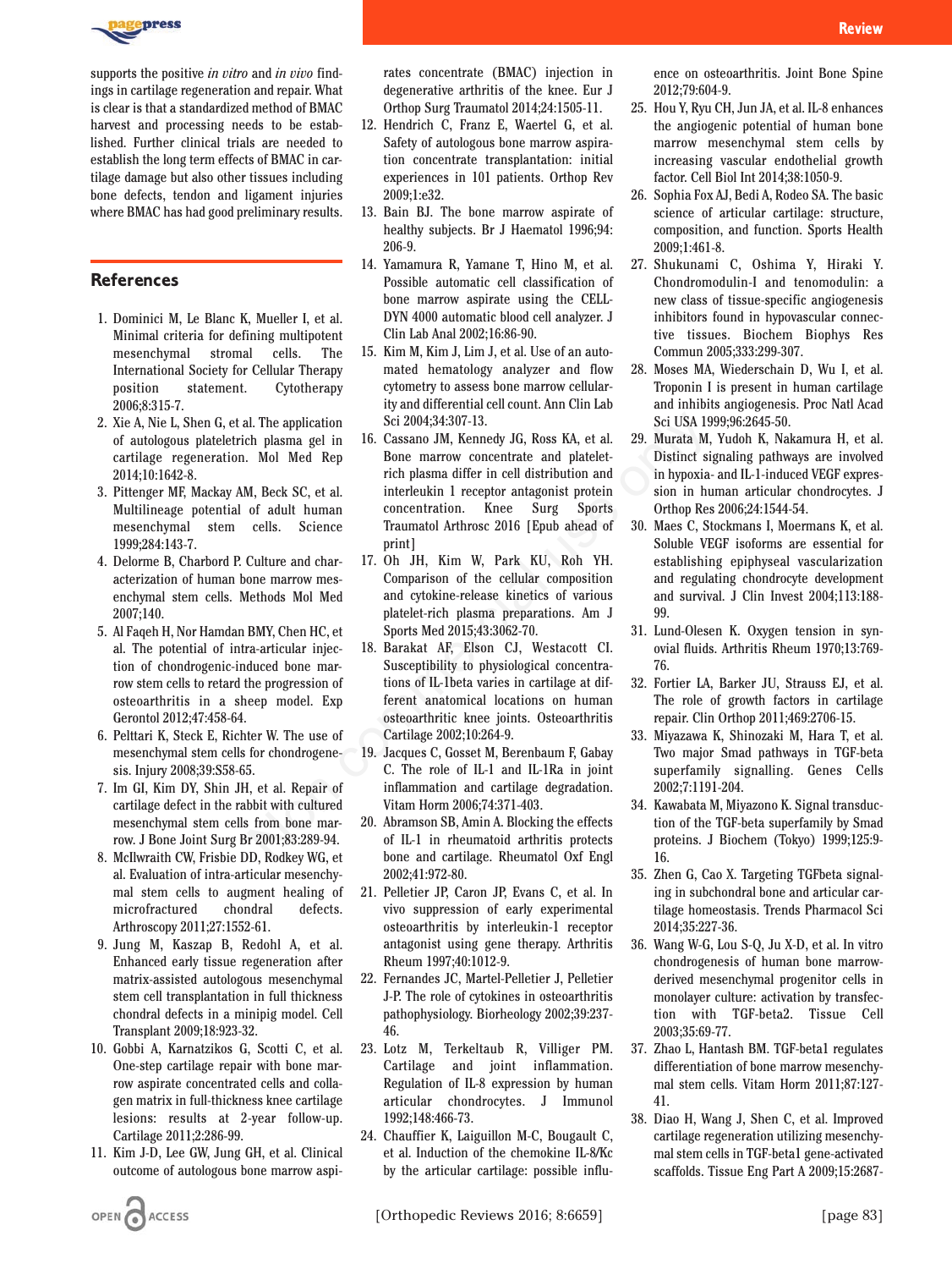supports the positive *in vitro* and *in vivo* findings in cartilage regeneration and repair. What is clear is that a standardized method of BMAC harvest and processing needs to be established. Further clinical trials are needed to establish the long term effects of BMAC in cartilage damage but also other tissues including bone defects, tendon and ligament injuries where BMAC has had good preliminary results.

## References

1. Dominici M, Le Blanc K, Mueller I, et al. Minimal criteria for defining multipotent mesenchymal stromal cells. The International Society for Cellular Therapy position statement. Cytotherapy 2006;8:315-7.
2. Xie A, Nie L, Shen G, et al. The application of autologous plateletrich plasma gel in cartilage regeneration. Mol Med Rep 2014;10:1642-8.
3. Pittenger MF, Mackay AM, Beck SC, et al. Multilineage potential of adult human mesenchymal stem cells. Science 1999;284:143-7.
4. Delorme B, Charbord P. Culture and characterization of human bone marrow mesenchymal stem cells. Methods Mol Med 2007;140.
5. Al Faqeh H, Nor Hamdan BMY, Chen HC, et al. The potential of intra-articular injection of chondrogenic-induced bone marrow stem cells to retard the progression of osteoarthritis in a sheep model. Exp Gerontol 2012;47:458-64.
6. Pelttari K, Steck E, Richter W. The use of mesenchymal stem cells for chondrogenesis. Injury 2008;39:S58-65.
7. Im GI, Kim DY, Shin JH, et al. Repair of cartilage defect in the rabbit with cultured mesenchymal stem cells from bone marrow. J Bone Joint Surg Br 2001;83:289-94.
8. McIlwraith CW, Frisbie DD, Rodkey WG, et al. Evaluation of intra-articular mesenchymal stem cells to augment healing of microfractured chondral defects. Arthroscopy 2011;27:1552-61.
9. Jung M, Kaszap B, Redohl A, et al. Enhanced early tissue regeneration after matrix-assisted autologous mesenchymal stem cell transplantation in full thickness chondral defects in a minipig model. Cell Transplant 2009;18:923-32.
10. Gobbi A, Karnatzikos G, Scotti C, et al. One-step cartilage repair with bone marrow aspirate concentrated cells and collagen matrix in full-thickness knee cartilage lesions: results at 2-year follow-up. Cartilage 2011;2:286-99.
11. Kim J-D, Lee GW, Jung GH, et al. Clinical outcome of autologous bone marrow aspirates concentrate (BMAC) injection in degenerative arthritis of the knee. Eur J Orthop Surg Traumatol 2014;24:1505-11.
12. Hendrich C, Franz E, Waertel G, et al. Safety of autologous bone marrow aspiration concentrate transplantation: initial experiences in 101 patients. Orthop Rev 2009;1:e32.
13. Bain BJ. The bone marrow aspirate of healthy subjects. Br J Haematol 1996;94:206-9.
14. Yamamura R, Yamane T, Hino M, et al. Possible automatic cell classification of bone marrow aspirate using the CELL-DYN 4000 automatic blood cell analyzer. J Clin Lab Anal 2002;16:86-90.
15. Kim M, Kim J, Lim J, et al. Use of an automated hematology analyzer and flow cytometry to assess bone marrow cellularity and differential cell count. Ann Clin Lab Sci 2004;34:307-13.
16. Cassano JM, Kennedy JG, Ross KA, et al. Bone marrow concentrate and platelet-rich plasma differ in cell distribution and interleukin 1 receptor antagonist protein concentration. Knee Surg Sports Traumatol Arthrosc 2016 [Epub ahead of print]
17. Oh JH, Kim W, Park KU, Roh YH. Comparison of the cellular composition and cytokine-release kinetics of various platelet-rich plasma preparations. Am J Sports Med 2015;43:3062-70.
18. Barakat AF, Elson CJ, Westacott CI. Susceptibility to physiological concentrations of IL-1beta varies in cartilage at different anatomical locations on human osteoarthritic knee joints. Osteoarthritis Cartilage 2002;10:264-9.
19. Jacques C, Gosset M, Berenbaum F, Gabay C. The role of IL-1 and IL-1Ra in joint inflammation and cartilage degradation. Vitam Horm 2006;74:371-403.
20. Abramson SB, Amin A. Blocking the effects of IL-1 in rheumatoid arthritis protects bone and cartilage. Rheumatol Oxf Engl 2002;41:972-80.
21. Pelletier JP, Caron JP, Evans C, et al. In vivo suppression of early experimental osteoarthritis by interleukin-1 receptor antagonist using gene therapy. Arthritis Rheum 1997;40:1012-9.
22. Fernandes JC, Martel-Pelletier J, Pelletier J-P. The role of cytokines in osteoarthritis pathophysiology. Biorheology 2002;39:237-46.
23. Lotz M, Terkeltaub R, Villiger PM. Cartilage and joint inflammation. Regulation of IL-8 expression by human articular chondrocytes. J Immunol 1992;148:466-73.
24. Chauffier K, Laiguillon M-C, Bougault C, et al. Induction of the chemokine IL-8/Kc by the articular cartilage: possible influence on osteoarthritis. Joint Bone Spine 2012;79:604-9.
25. Hou Y, Ryu CH, Jun JA, et al. IL-8 enhances the angiogenic potential of human bone marrow mesenchymal stem cells by increasing vascular endothelial growth factor. Cell Biol Int 2014;38:1050-9.
26. Sophia Fox AJ, Bedi A, Rodeo SA. The basic science of articular cartilage: structure, composition, and function. Sports Health 2009;1:461-8.
27. Shukunami C, Oshima Y, Hiraki Y. Chondromodulin-I and tenomodulin: a new class of tissue-specific angiogenesis inhibitors found in hypovascular connective tissues. Biochem Biophys Res Commun 2005;333:299-307.
28. Moses MA, Wiederschain D, Wu I, et al. Troponin I is present in human cartilage and inhibits angiogenesis. Proc Natl Acad Sci USA 1999;96:2645-50.
29. Murata M, Yudoh K, Nakamura H, et al. Distinct signaling pathways are involved in hypoxia- and IL-1-induced VEGF expression in human articular chondrocytes. J Orthop Res 2006;24:1544-54.
30. Maes C, Stockmans I, Moermans K, et al. Soluble VEGF isoforms are essential for establishing epiphyseal vascularization and regulating chondrocyte development and survival. J Clin Invest 2004;113:188-99.
31. Lund-Olesen K. Oxygen tension in synovial fluids. Arthritis Rheum 1970;13:769-76.
32. Fortier LA, Barker JU, Strauss EJ, et al. The role of growth factors in cartilage repair. Clin Orthop 2011;469:2706-15.
33. Miyazawa K, Shinozaki M, Hara T, et al. Two major Smad pathways in TGF-beta superfamily signalling. Genes Cells 2002;7:1191-204.
34. Kawabata M, Miyazono K. Signal transduction of the TGF-beta superfamily by Smad proteins. J Biochem (Tokyo) 1999;125:9-16.
35. Zhen G, Cao X. Targeting TGFbeta signaling in subchondral bone and articular cartilage homeostasis. Trends Pharmacol Sci 2014;35:227-36.
36. Wang W-G, Lou S-Q, Ju X-D, et al. In vitro chondrogenesis of human bone marrow-derived mesenchymal progenitor cells in monolayer culture: activation by transfection with TGF-beta2. Tissue Cell 2003;35:69-77.
37. Zhao L, Hantash BM. TGF-beta1 regulates differentiation of bone marrow mesenchymal stem cells. Vitam Horm 2011;87:127-41.
38. Diao H, Wang J, Shen C, et al. Improved cartilage regeneration utilizing mesenchymal stem cells in TGF-beta1 gene-activated scaffolds. Tissue Eng Part A 2009;15:2687-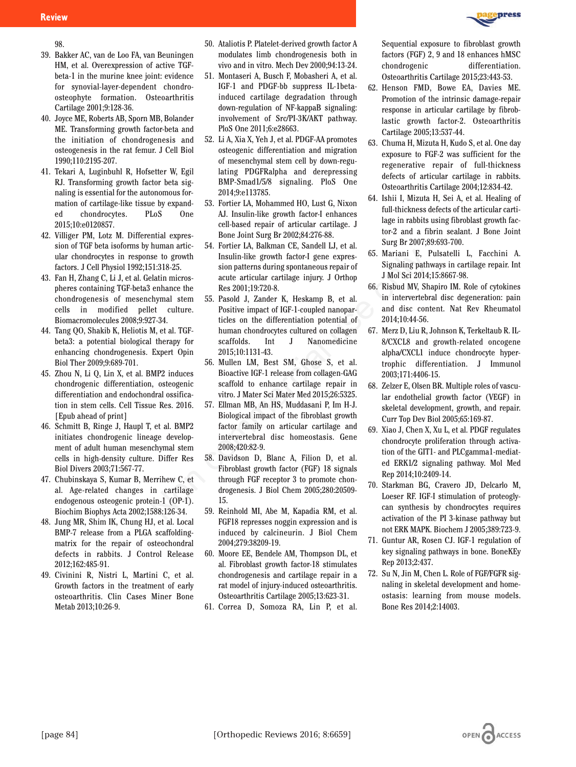98.

39. Bakker AC, van de Loo FA, van Beuningen HM, et al. Overexpression of active TGF-beta-1 in the murine knee joint: evidence for synovial-layer-dependent chondro-osteophyte formation. Osteoarthritis Cartilage 2001;9:128-36.
40. Joyce ME, Roberts AB, Sporn MB, Bolander ME. Transforming growth factor-beta and the initiation of chondrogenesis and osteogenesis in the rat femur. J Cell Biol 1990;110:2195-207.
41. Tekari A, Luginbuhl R, Hofsetter W, Egil RJ. Transforming growth factor beta signaling is essential for the autonomous formation of cartilage-like tissue by expanded chondrocytes. PLoS One 2015;10:e0120857.
42. Villiger PM, Lotz M. Differential expression of TGF beta isoforms by human articular chondrocytes in response to growth factors. J Cell Physiol 1992;151:318-25.
43. Fan H, Zhang C, Li J, et al. Gelatin microspheres containing TGF-beta3 enhance the chondrogenesis of mesenchymal stem cells in modified pellet culture. Biomacromolecules 2008;9:927-34.
44. Tang QO, Shakib K, Heliotis M, et al. TGF-beta3: a potential biological therapy for enhancing chondrogenesis. Expert Opin Biol Ther 2009;9:689-701.
45. Zhou N, Li Q, Lin X, et al. BMP2 induces chondrogenic differentiation, osteogenic differentiation and endochondral ossification in stem cells. Cell Tissue Res. 2016. [Epub ahead of print]
46. Schmitt B, Ringe J, Haupl T, et al. BMP2 initiates chondrogenic lineage development of adult human mesenchymal stem cells in high-density culture. Differ Res Biol Divers 2003;71:567-77.
47. Chubinskaya S, Kumar B, Merrihew C, et al. Age-related changes in cartilage endogenous osteogenic protein-1 (OP-1). Biochim Biophys Acta 2002;1588:126-34.
48. Jung MR, Shim IK, Chung HJ, et al. Local BMP-7 release from a PLGA scaffolding-matrix for the repair of osteochondral defects in rabbits. J Control Release 2012;162:485-91.
49. Civinini R, Nistri L, Martini C, et al. Growth factors in the treatment of early osteoarthritis. Clin Cases Miner Bone Metab 2013;10:26-9.
50. Atalíotis P. Platelet-derived growth factor A modulates limb chondrogenesis both in vivo and in vitro. Mech Dev 2000;94:13-24.
51. Montaseri A, Busch F, Mobasheri A, et al. IGF-1 and PDGF-bb suppress IL-1beta-induced cartilage degradation through down-regulation of NF-kappaB signaling: involvement of Src/PI-3K/AKT pathway. PloS One 2011;6:e28663.
52. Li A, Xia X, Yeh J, et al. PDGF-AA promotes osteogenic differentiation and migration of mesenchymal stem cell by down-regulating PDGFRalpha and derepressing BMP-Smad1/5/8 signaling. PloS One 2014;9:e113785.
53. Fortier LA, Mohammed HO, Lust G, Nixon AJ. Insulin-like growth factor-I enhances cell-based repair of articular cartilage. J Bone Joint Surg Br 2002;84:276-88.
54. Fortier LA, Balkman CE, Sandell LJ, et al. Insulin-like growth factor-I gene expression patterns during spontaneous repair of acute articular cartilage injury. J Orthop Res 2001;19:720-8.
55. Pasold J, Zander K, Heskamp B, et al. Positive impact of IGF-1-coupled nanoparticles on the differentiation potential of human chondrocytes cultured on collagen scaffolds. Int J Nanomedicine 2015;10:1131-43.
56. Mullen LM, Best SM, Ghose S, et al. Bioactive IGF-1 release from collagen-GAG scaffold to enhance cartilage repair in vitro. J Mater Sci Mater Med 2015;26:5325.
57. Ellman MB, An HS, Muddasani P, Im H-J. Biological impact of the fibroblast growth factor family on articular cartilage and intervertebral disc homeostasis. Gene 2008;420:82-9.
58. Davidson D, Blanc A, Filion D, et al. Fibroblast growth factor (FGF) 18 signals through FGF receptor 3 to promote chondrogenesis. J Biol Chem 2005;280:20509-15.
59. Reinhold MI, Abe M, Kapadia RM, et al. FGF18 represses noggin expression and is induced by calcineurin. J Biol Chem 2004;279:38209-19.
60. Moore EE, Bendele AM, Thompson DL, et al. Fibroblast growth factor-18 stimulates chondrogenesis and cartilage repair in a rat model of injury-induced osteoarthritis. Osteoarthritis Cartilage 2005;13:623-31.
61. Correa D, Somoza RA, Lin P, et al. Sequential exposure to fibroblast growth factors (FGF) 2, 9 and 18 enhances hMSC chondrogenic differentiation. Osteoarthritis Cartilage 2015;23:443-53.
62. Henson FMD, Bowe EA, Davies ME. Promotion of the intrinsic damage-repair response in articular cartilage by fibroblastic growth factor-2. Osteoarthritis Cartilage 2005;13:537-44.
63. Chuma H, Mizuta H, Kudo S, et al. One day exposure to FGF-2 was sufficient for the regenerative repair of full-thickness defects of articular cartilage in rabbits. Osteoarthritis Cartilage 2004;12:834-42.
64. Ishii I, Mizuta H, Sei A, et al. Healing of full-thickness defects of the articular cartilage in rabbits using fibroblast growth factor-2 and a fibrin sealant. J Bone Joint Surg Br 2007;89:693-700.
65. Mariani E, Pulsatelli L, Facchini A. Signaling pathways in cartilage repair. Int J Mol Sci 2014;15:8667-98.
66. Risbud MV, Shapiro IM. Role of cytokines in intervertebral disc degeneration: pain and disc content. Nat Rev Rheumatol 2014;10:44-56.
67. Merz D, Liu R, Johnson K, Terkeltaub R. IL-8/CXCL8 and growth-related oncogene alpha/CXCL1 induce chondrocyte hypertrophic differentiation. J Immunol 2003;171:4406-15.
68. Zelzer E, Olsen BR. Multiple roles of vascular endothelial growth factor (VEGF) in skeletal development, growth, and repair. Curr Top Dev Biol 2005;65:169-87.
69. Xiao J, Chen X, Xu L, et al. PDGF regulates chondrocyte proliferation through activation of the GIT1- and PLCgamma1-mediated ERK1/2 signaling pathway. Mol Med Rep 2014;10:2409-14.
70. Starkman BG, Cravero JD, Delcarlo M, Loeser RF. IGF-I stimulation of proteoglycan synthesis by chondrocytes requires activation of the PI 3-kinase pathway but not ERK MAPK. Biochem J 2005;389:723-9.
71. Guntur AR, Rosen CJ. IGF-1 regulation of key signaling pathways in bone. BoneKEy Rep 2013;2:437.
72. Su N, Jin M, Chen L. Role of FGF/FGFR signaling in skeletal development and homeostasis: learning from mouse models. Bone Res 2014;2:14003.